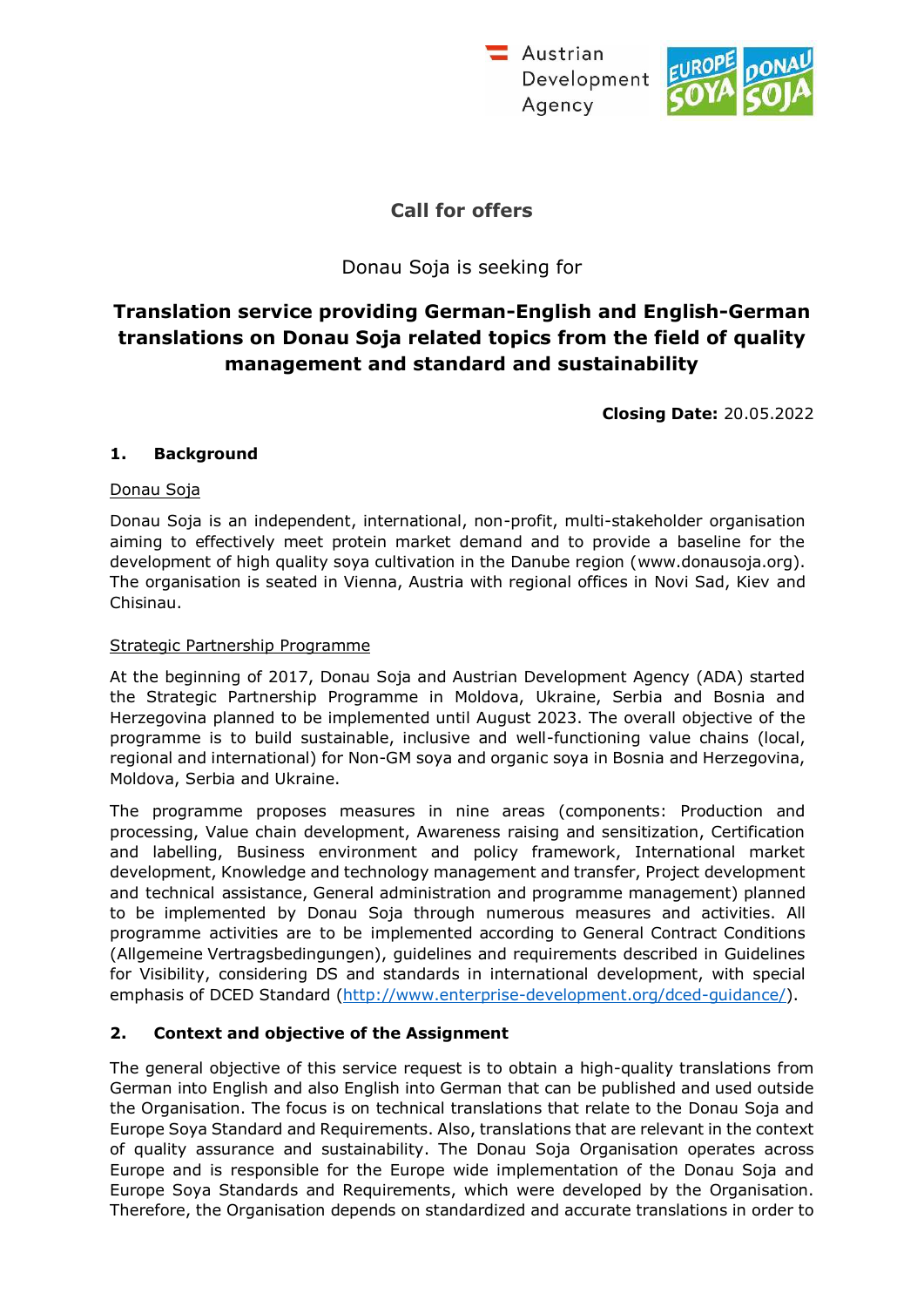Austrian Development Agency

# Call for offers

Donau Soja is seeking for

## Translation service providing German-English and English-German translations on Donau Soja related topics from the field of quality management and standard and sustainability

**Closing Date:** 20.05.2022

### 1. Background

Donau Soja

Donau Soja is an independent, international, non-profit, multi-stakeholder organisation aiming to effectively meet protein market demand and to provide a baseline for the development of high quality soya cultivation in the Danube region (www.donausoja.org). The organisation is seated in Vienna, Austria with regional offices in Novi Sad, Kiev and Chisinau.

Strategic Partnership Programme

At the beginning of 2017, Donau Soja and Austrian Development Agency (ADA) started the Strategic Partnership Programme in Moldova, Ukraine, Serbia and Bosnia and Herzegovina planned to be implemented until August 2023. The overall objective of the programme is to build sustainable, inclusive and well-functioning value chains (local, regional and international) for Non-GM soya and organic soya in Bosnia and Herzegovina, Moldova, Serbia and Ukraine.

The programme proposes measures in nine areas (components: Production and processing, Value chain development, Awareness raising and sensitization, Certification and labelling, Business environment and policy framework, International market development, Knowledge and technology management and transfer, Project development and technical assistance, General administration and programme management) planned to be implemented by Donau Soja through numerous measures and activities. All programme activities are to be implemented according to General Contract Conditions (Allgemeine Vertragsbedingungen), guidelines and requirements described in Guidelines for Visibility, considering DS and standards in international development, with special emphasis of DCED Standard (http://www.enterprise-development.org/dced-guidance/).

### 2. Context and objective of the Assignment

The general objective of this service request is to obtain a high-quality translations from German into English and also English into German that can be published and used outside the Organisation. The focus is on technical translations that relate to the Donau Soja and Europe Soya Standard and Requirements. Also, translations that are relevant in the context of quality assurance and sustainability. The Donau Soja Organisation operates across Europe and is responsible for the Europe wide implementation of the Donau Soja and Europe Soya Standards and Requirements, which were developed by the Organisation. Therefore, the Organisation depends on standardized and accurate translations in order to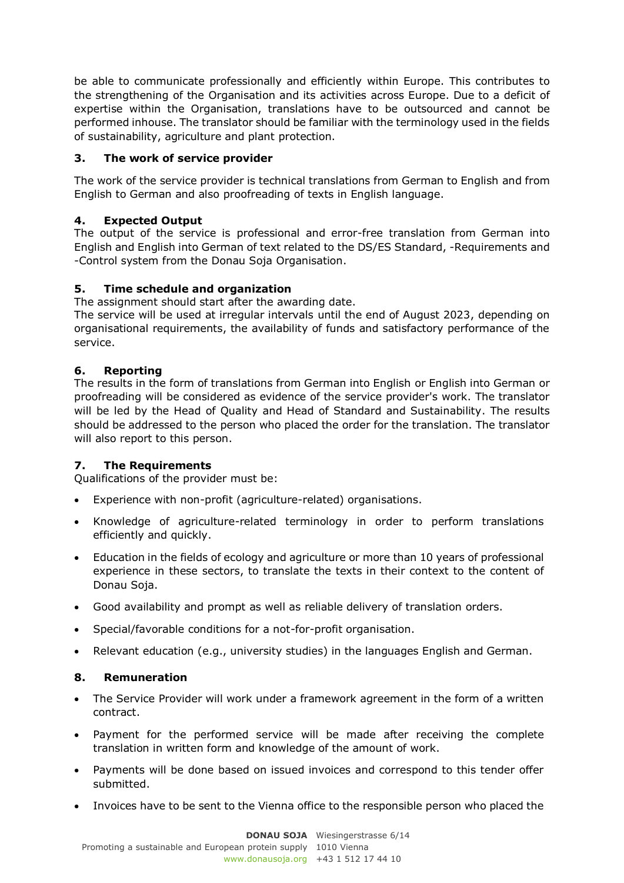be able to communicate professionally and efficiently within Europe. This contributes to the strengthening of the Organisation and its activities across Europe. Due to a deficit of expertise within the Organisation, translations have to be outsourced and cannot be performed inhouse. The translator should be familiar with the terminology used in the fields of sustainability, agriculture and plant protection.

## 3. The work of service provider

The work of the service provider is technical translations from German to English and from English to German and also proofreading of texts in English language.

## 4. Expected Output

The output of the service is professional and error-free translation from German into English and English into German of text related to the DS/ES Standard, -Requirements and -Control system from the Donau Soja Organisation.

## 5. Time schedule and organization

The assignment should start after the awarding date.

The service will be used at irregular intervals until the end of August 2023, depending on organisational requirements, the availability of funds and satisfactory performance of the service.

## 6. Reporting

The results in the form of translations from German into English or English into German or proofreading will be considered as evidence of the service provider's work. The translator will be led by the Head of Quality and Head of Standard and Sustainability. The results should be addressed to the person who placed the order for the translation. The translator will also report to this person.

## 7. The Requirements

Qualifications of the provider must be:

- Experience with non-profit (agriculture-related) organisations.
- Knowledge of agriculture-related terminology in order to perform translations efficiently and quickly.
- Education in the fields of ecology and agriculture or more than 10 years of professional experience in these sectors, to translate the texts in their context to the content of Donau Soja.
- Good availability and prompt as well as reliable delivery of translation orders.
- Special/favorable conditions for a not-for-profit organisation.
- Relevant education (e.g., university studies) in the languages English and German.

## 8. Remuneration

- The Service Provider will work under a framework agreement in the form of a written contract.
- Payment for the performed service will be made after receiving the complete translation in written form and knowledge of the amount of work.
- Payments will be done based on issued invoices and correspond to this tender offer submitted.
- Invoices have to be sent to the Vienna office to the responsible person who placed the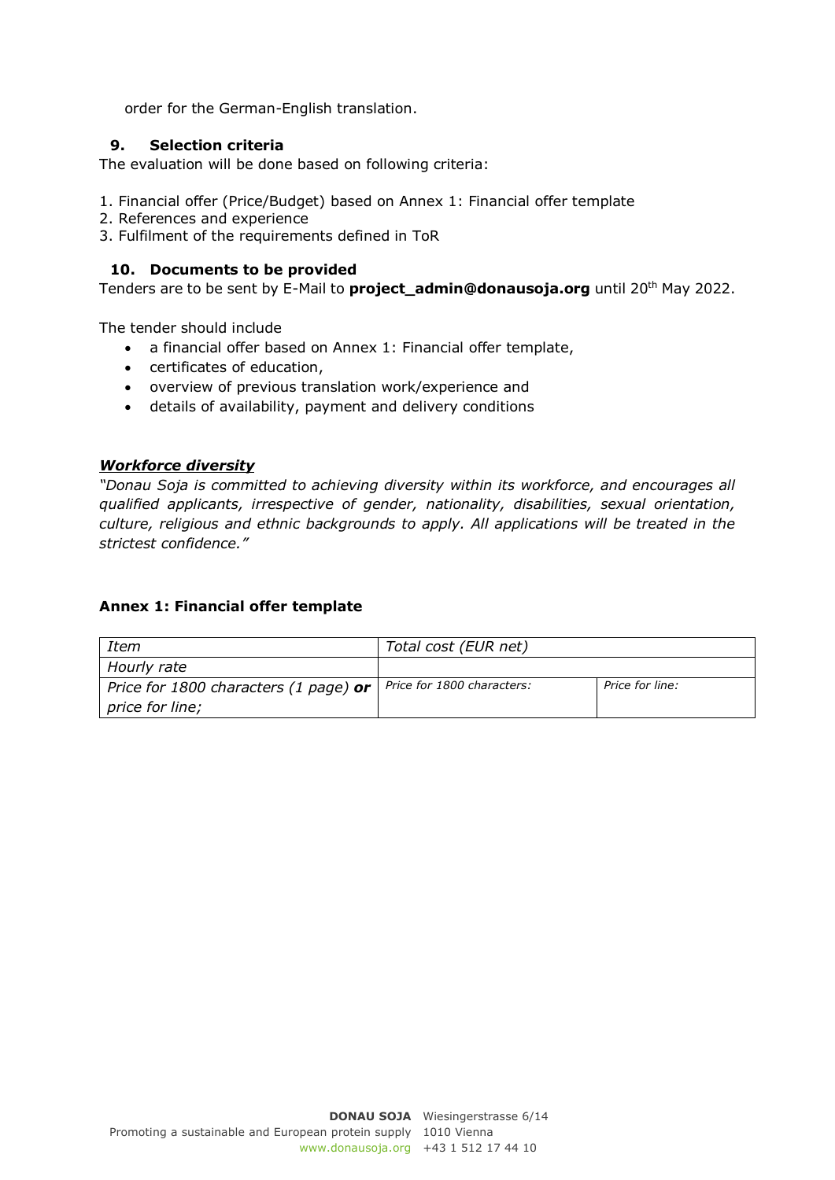order for the German-English translation.

## 9. Selection criteria

The evaluation will be done based on following criteria:

1. Financial offer (Price/Budget) based on Annex 1: Financial offer template
2. References and experience
3. Fulfilment of the requirements defined in ToR

## 10. Documents to be provided

Tenders are to be sent by E-Mail to **project_admin@donausoja.org** until 20th May 2022.

The tender should include

- a financial offer based on Annex 1: Financial offer template,
- certificates of education,
- overview of previous translation work/experience and
- details of availability, payment and delivery conditions

***Workforce diversity***

*"Donau Soja is committed to achieving diversity within its workforce, and encourages all qualified applicants, irrespective of gender, nationality, disabilities, sexual orientation, culture, religious and ethnic backgrounds to apply. All applications will be treated in the strictest confidence."*

### Annex 1: Financial offer template

| *Item* | *Total cost (EUR net)* | |
|---|---|---|
| *Hourly rate* | | |
| *Price for 1800 characters (1 page)* ***or*** *price for line;* | *Price for 1800 characters:* | *Price for line:* |